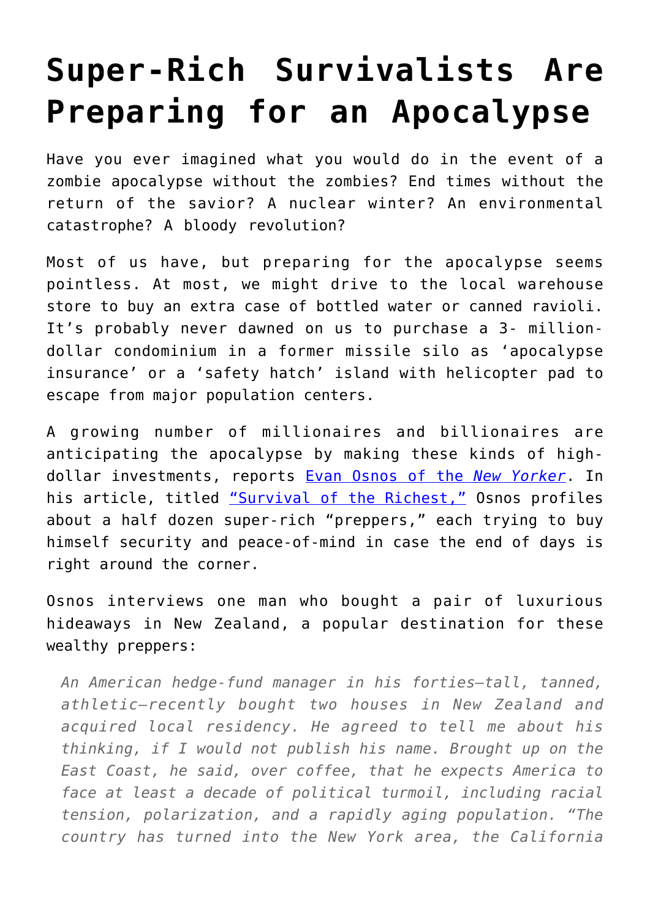# Super-Rich Survivalists Are Preparing for an Apocalypse

Have you ever imagined what you would do in the event of a zombie apocalypse without the zombies? End times without the return of the savior? A nuclear winter? An environmental catastrophe? A bloody revolution?

Most of us have, but preparing for the apocalypse seems pointless. At most, we might drive to the local warehouse store to buy an extra case of bottled water or canned ravioli. It's probably never dawned on us to purchase a 3- million-dollar condominium in a former missile silo as 'apocalypse insurance' or a 'safety hatch' island with helicopter pad to escape from major population centers.

A growing number of millionaires and billionaires are anticipating the apocalypse by making these kinds of high-dollar investments, reports Evan Osnos of the *New Yorker*. In his article, titled "Survival of the Richest," Osnos profiles about a half dozen super-rich "preppers," each trying to buy himself security and peace-of-mind in case the end of days is right around the corner.

Osnos interviews one man who bought a pair of luxurious hideaways in New Zealand, a popular destination for these wealthy preppers:

> *An American hedge-fund manager in his forties—tall, tanned, athletic—recently bought two houses in New Zealand and acquired local residency. He agreed to tell me about his thinking, if I would not publish his name. Brought up on the East Coast, he said, over coffee, that he expects America to face at least a decade of political turmoil, including racial tension, polarization, and a rapidly aging population. "The country has turned into the New York area, the California*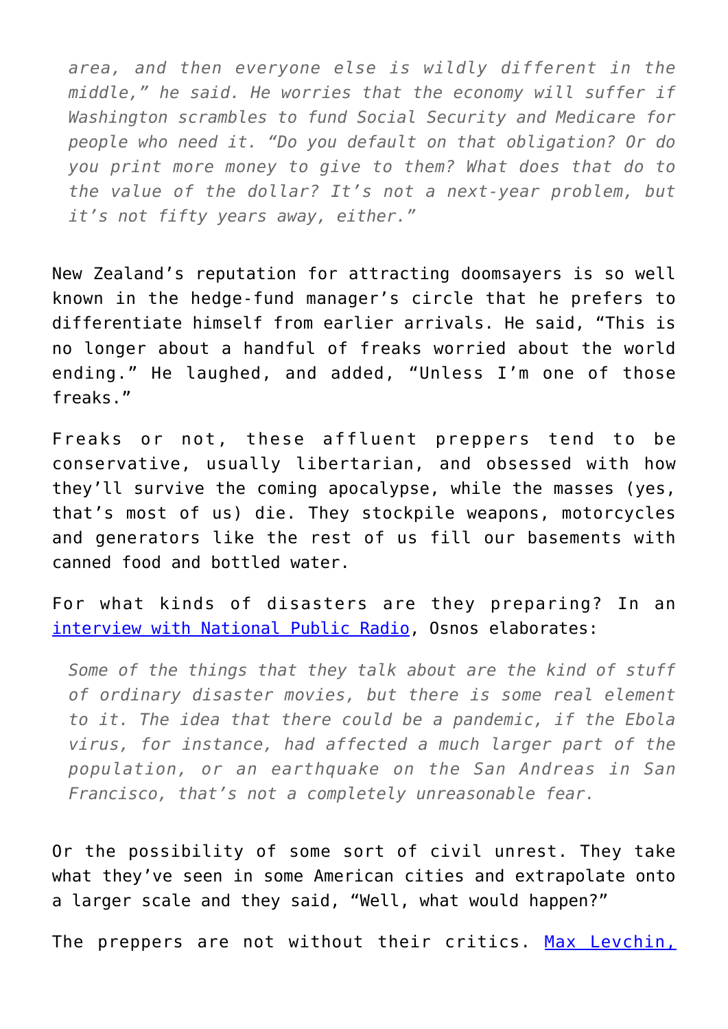> *area, and then everyone else is wildly different in the middle," he said. He worries that the economy will suffer if Washington scrambles to fund Social Security and Medicare for people who need it. "Do you default on that obligation? Or do you print more money to give to them? What does that do to the value of the dollar? It's not a next-year problem, but it's not fifty years away, either."*

New Zealand's reputation for attracting doomsayers is so well known in the hedge-fund manager's circle that he prefers to differentiate himself from earlier arrivals. He said, "This is no longer about a handful of freaks worried about the world ending." He laughed, and added, "Unless I'm one of those freaks."

Freaks or not, these affluent preppers tend to be conservative, usually libertarian, and obsessed with how they'll survive the coming apocalypse, while the masses (yes, that's most of us) die. They stockpile weapons, motorcycles and generators like the rest of us fill our basements with canned food and bottled water.

For what kinds of disasters are they preparing? In an [interview with National Public Radio](), Osnos elaborates:

> *Some of the things that they talk about are the kind of stuff of ordinary disaster movies, but there is some real element to it. The idea that there could be a pandemic, if the Ebola virus, for instance, had affected a much larger part of the population, or an earthquake on the San Andreas in San Francisco, that's not a completely unreasonable fear.*

Or the possibility of some sort of civil unrest. They take what they've seen in some American cities and extrapolate onto a larger scale and they said, "Well, what would happen?"

The preppers are not without their critics. [Max Levchin,]()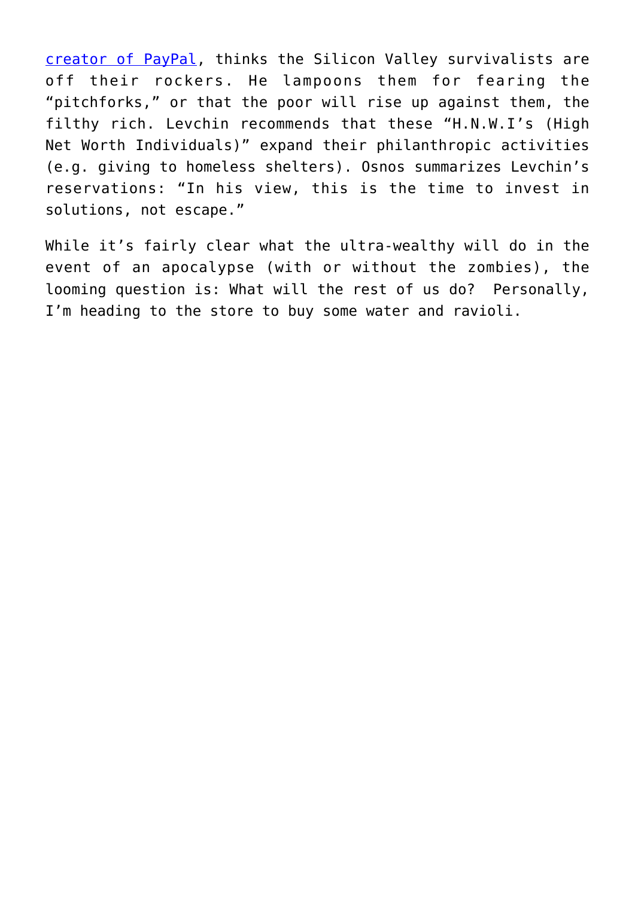creator of PayPal, thinks the Silicon Valley survivalists are off their rockers. He lampoons them for fearing the "pitchforks," or that the poor will rise up against them, the filthy rich. Levchin recommends that these "H.N.W.I's (High Net Worth Individuals)" expand their philanthropic activities (e.g. giving to homeless shelters). Osnos summarizes Levchin's reservations: "In his view, this is the time to invest in solutions, not escape."

While it's fairly clear what the ultra-wealthy will do in the event of an apocalypse (with or without the zombies), the looming question is: What will the rest of us do? Personally, I'm heading to the store to buy some water and ravioli.